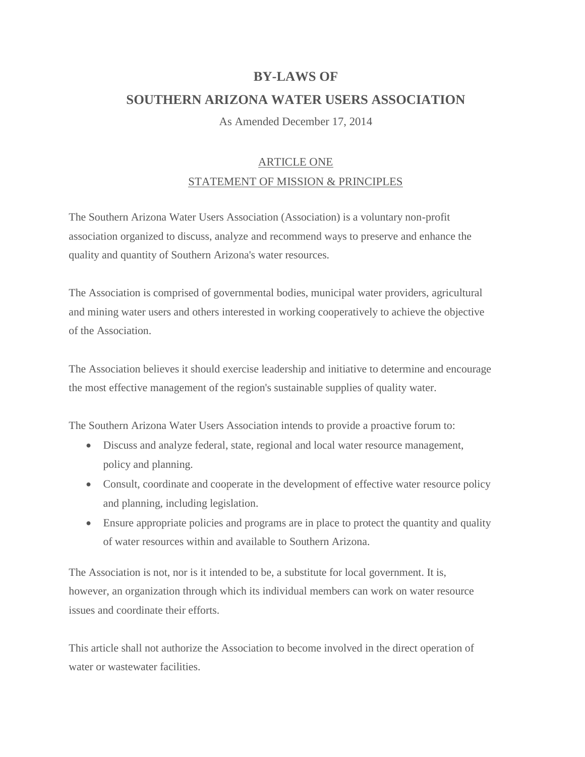# BY-LAWS OF
# SOUTHERN ARIZONA WATER USERS ASSOCIATION

As Amended December 17, 2014

## ARTICLE ONE
## STATEMENT OF MISSION & PRINCIPLES

The Southern Arizona Water Users Association (Association) is a voluntary non-profit association organized to discuss, analyze and recommend ways to preserve and enhance the quality and quantity of Southern Arizona's water resources.

The Association is comprised of governmental bodies, municipal water providers, agricultural and mining water users and others interested in working cooperatively to achieve the objective of the Association.

The Association believes it should exercise leadership and initiative to determine and encourage the most effective management of the region's sustainable supplies of quality water.

The Southern Arizona Water Users Association intends to provide a proactive forum to:

- Discuss and analyze federal, state, regional and local water resource management, policy and planning.
- Consult, coordinate and cooperate in the development of effective water resource policy and planning, including legislation.
- Ensure appropriate policies and programs are in place to protect the quantity and quality of water resources within and available to Southern Arizona.

The Association is not, nor is it intended to be, a substitute for local government. It is, however, an organization through which its individual members can work on water resource issues and coordinate their efforts.

This article shall not authorize the Association to become involved in the direct operation of water or wastewater facilities.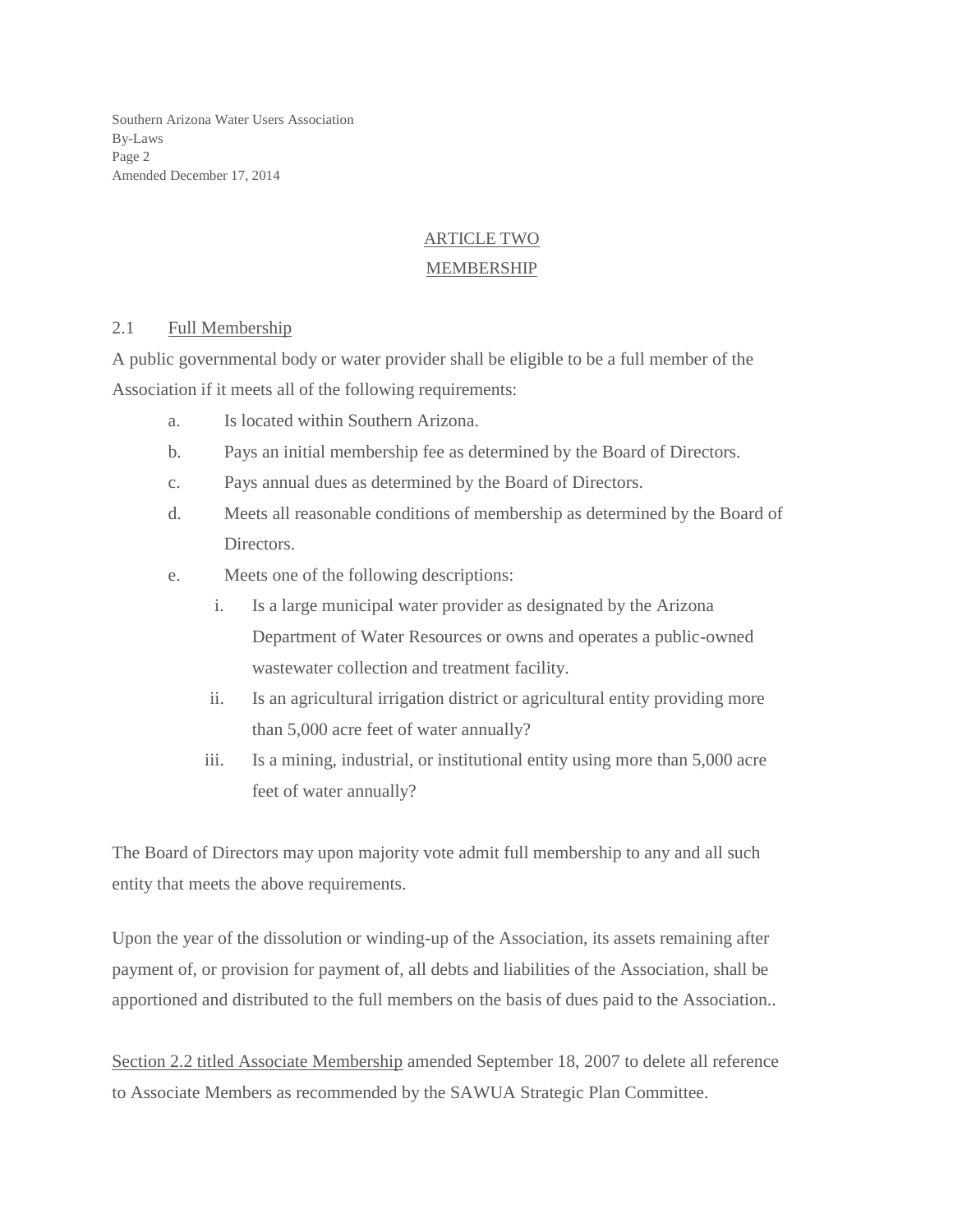## ARTICLE TWO

## MEMBERSHIP

### 2.1 Full Membership

A public governmental body or water provider shall be eligible to be a full member of the Association if it meets all of the following requirements:

a. Is located within Southern Arizona.

b. Pays an initial membership fee as determined by the Board of Directors.

c. Pays annual dues as determined by the Board of Directors.

d. Meets all reasonable conditions of membership as determined by the Board of Directors.

e. Meets one of the following descriptions:

   i. Is a large municipal water provider as designated by the Arizona Department of Water Resources or owns and operates a public-owned wastewater collection and treatment facility.

   ii. Is an agricultural irrigation district or agricultural entity providing more than 5,000 acre feet of water annually?

   iii. Is a mining, industrial, or institutional entity using more than 5,000 acre feet of water annually?

The Board of Directors may upon majority vote admit full membership to any and all such entity that meets the above requirements.

Upon the year of the dissolution or winding-up of the Association, its assets remaining after payment of, or provision for payment of, all debts and liabilities of the Association, shall be apportioned and distributed to the full members on the basis of dues paid to the Association..

Section 2.2 titled Associate Membership amended September 18, 2007 to delete all reference to Associate Members as recommended by the SAWUA Strategic Plan Committee.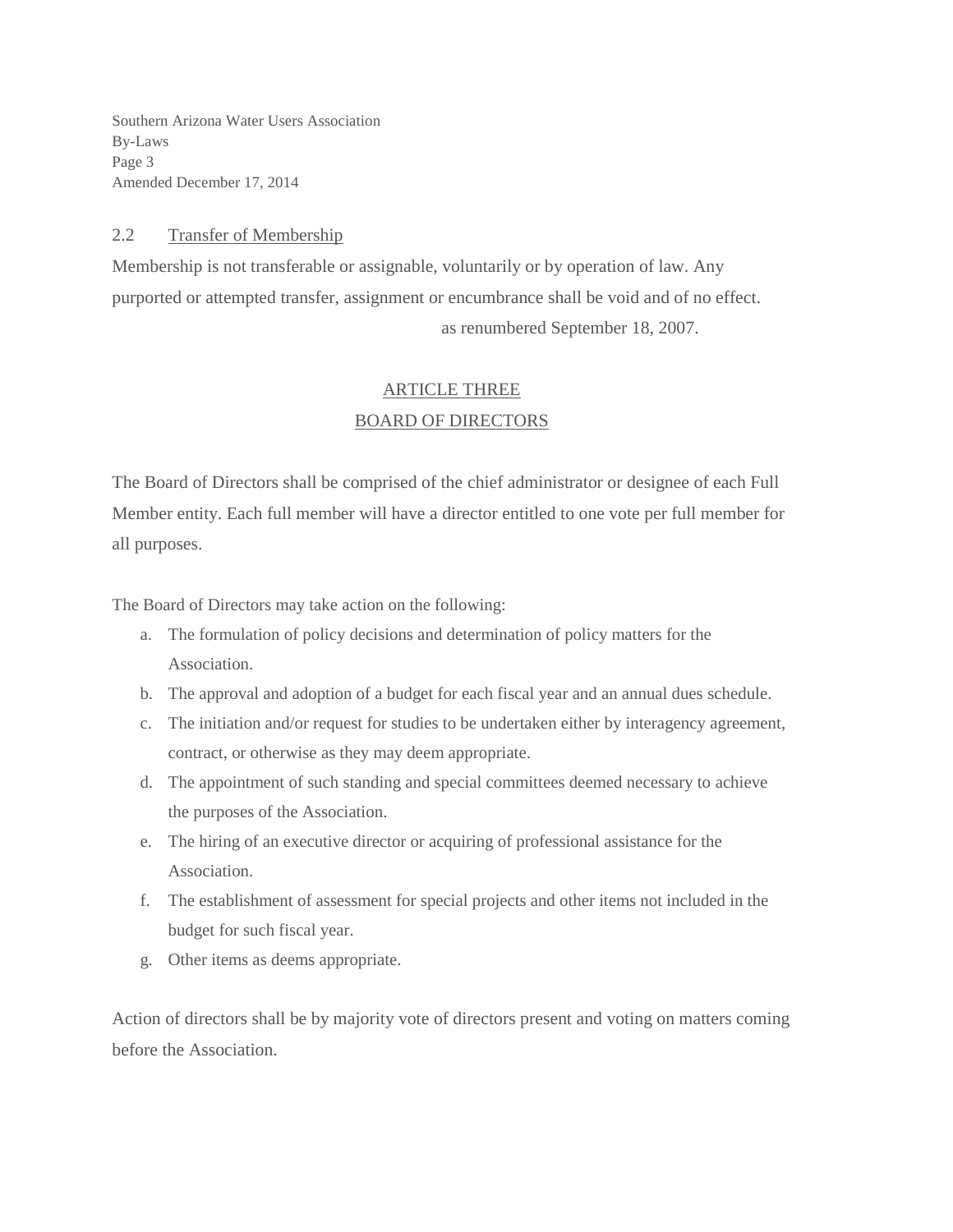### 2.2 Transfer of Membership

Membership is not transferable or assignable, voluntarily or by operation of law. Any purported or attempted transfer, assignment or encumbrance shall be void and of no effect.

as renumbered September 18, 2007.

## ARTICLE THREE
## BOARD OF DIRECTORS

The Board of Directors shall be comprised of the chief administrator or designee of each Full Member entity. Each full member will have a director entitled to one vote per full member for all purposes.

The Board of Directors may take action on the following:

a. The formulation of policy decisions and determination of policy matters for the Association.
b. The approval and adoption of a budget for each fiscal year and an annual dues schedule.
c. The initiation and/or request for studies to be undertaken either by interagency agreement, contract, or otherwise as they may deem appropriate.
d. The appointment of such standing and special committees deemed necessary to achieve the purposes of the Association.
e. The hiring of an executive director or acquiring of professional assistance for the Association.
f. The establishment of assessment for special projects and other items not included in the budget for such fiscal year.
g. Other items as deems appropriate.

Action of directors shall be by majority vote of directors present and voting on matters coming before the Association.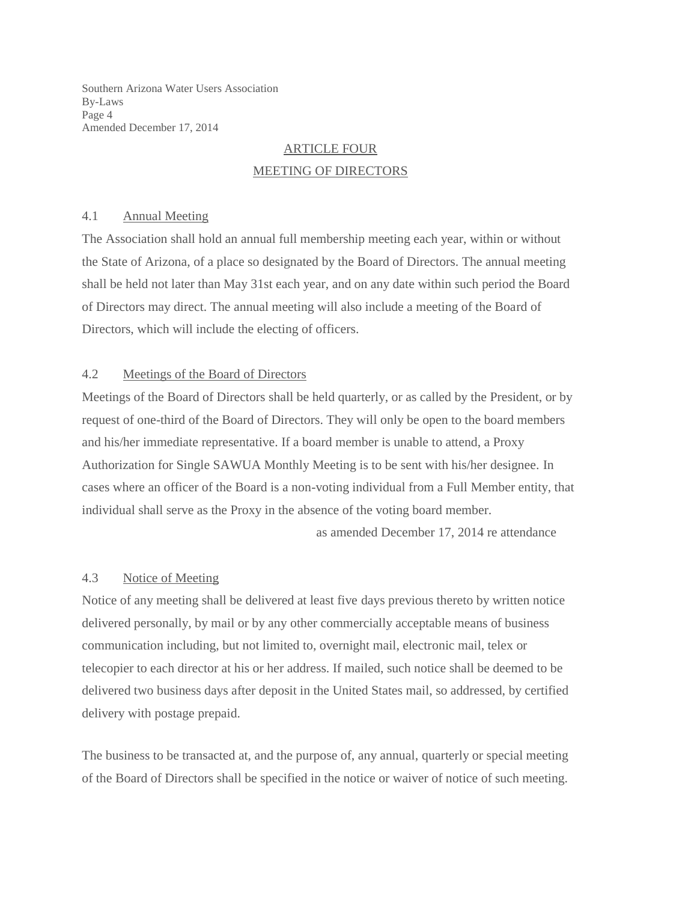## ARTICLE FOUR
## MEETING OF DIRECTORS

### 4.1 Annual Meeting

The Association shall hold an annual full membership meeting each year, within or without the State of Arizona, of a place so designated by the Board of Directors. The annual meeting shall be held not later than May 31st each year, and on any date within such period the Board of Directors may direct. The annual meeting will also include a meeting of the Board of Directors, which will include the electing of officers.

### 4.2 Meetings of the Board of Directors

Meetings of the Board of Directors shall be held quarterly, or as called by the President, or by request of one-third of the Board of Directors. They will only be open to the board members and his/her immediate representative. If a board member is unable to attend, a Proxy Authorization for Single SAWUA Monthly Meeting is to be sent with his/her designee. In cases where an officer of the Board is a non-voting individual from a Full Member entity, that individual shall serve as the Proxy in the absence of the voting board member.

as amended December 17, 2014 re attendance

### 4.3 Notice of Meeting

Notice of any meeting shall be delivered at least five days previous thereto by written notice delivered personally, by mail or by any other commercially acceptable means of business communication including, but not limited to, overnight mail, electronic mail, telex or telecopier to each director at his or her address. If mailed, such notice shall be deemed to be delivered two business days after deposit in the United States mail, so addressed, by certified delivery with postage prepaid.

The business to be transacted at, and the purpose of, any annual, quarterly or special meeting of the Board of Directors shall be specified in the notice or waiver of notice of such meeting.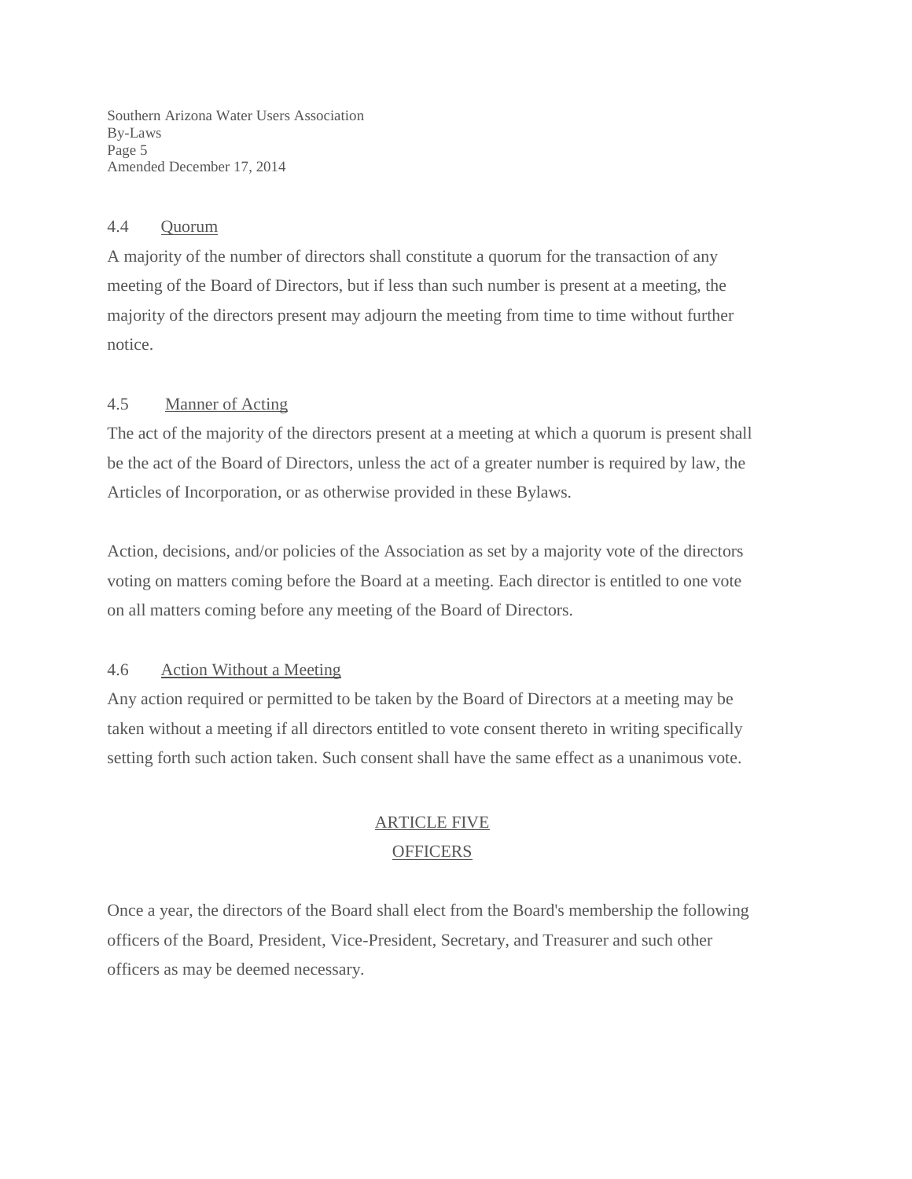### 4.4 Quorum

A majority of the number of directors shall constitute a quorum for the transaction of any meeting of the Board of Directors, but if less than such number is present at a meeting, the majority of the directors present may adjourn the meeting from time to time without further notice.

### 4.5 Manner of Acting

The act of the majority of the directors present at a meeting at which a quorum is present shall be the act of the Board of Directors, unless the act of a greater number is required by law, the Articles of Incorporation, or as otherwise provided in these Bylaws.

Action, decisions, and/or policies of the Association as set by a majority vote of the directors voting on matters coming before the Board at a meeting. Each director is entitled to one vote on all matters coming before any meeting of the Board of Directors.

### 4.6 Action Without a Meeting

Any action required or permitted to be taken by the Board of Directors at a meeting may be taken without a meeting if all directors entitled to vote consent thereto in writing specifically setting forth such action taken. Such consent shall have the same effect as a unanimous vote.

## ARTICLE FIVE
## OFFICERS

Once a year, the directors of the Board shall elect from the Board's membership the following officers of the Board, President, Vice-President, Secretary, and Treasurer and such other officers as may be deemed necessary.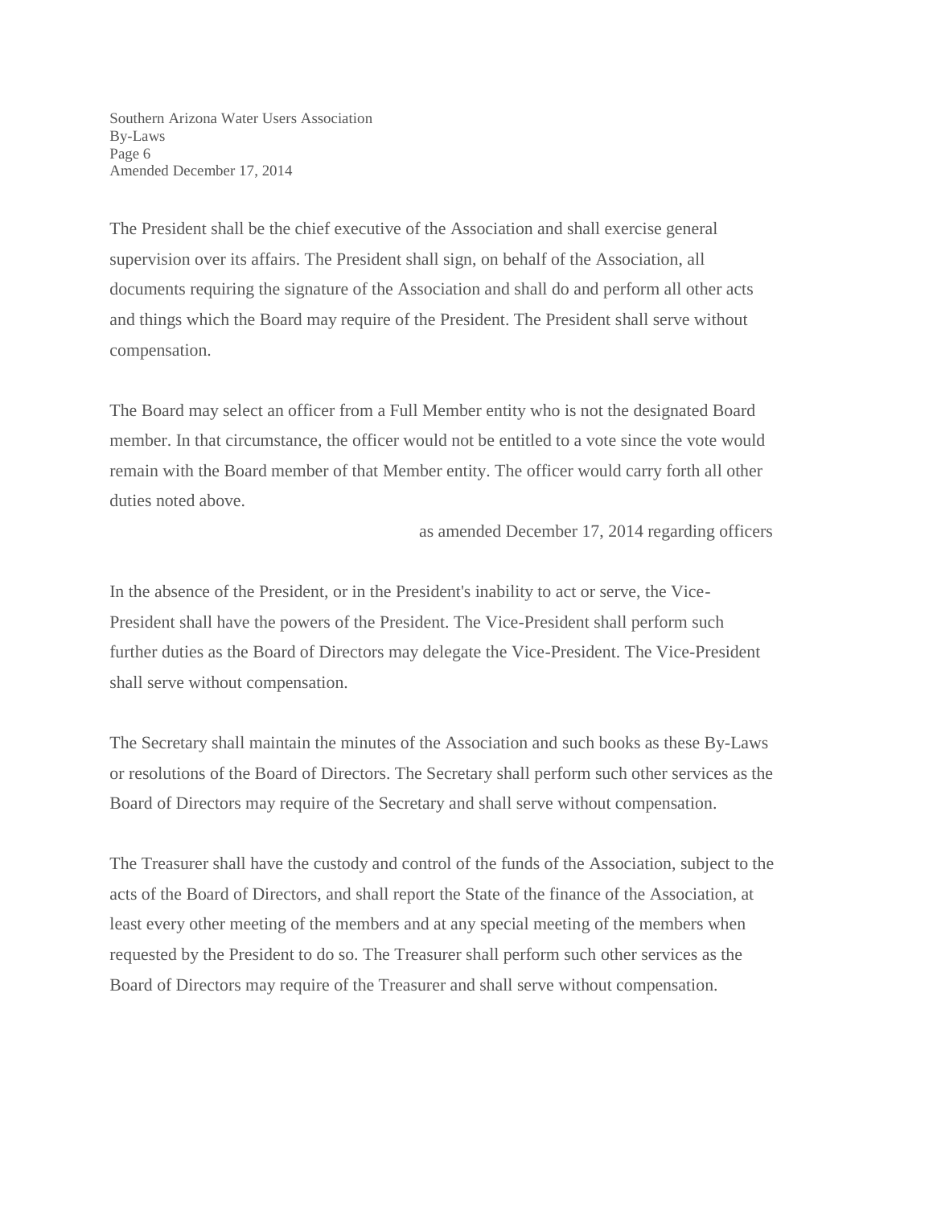The President shall be the chief executive of the Association and shall exercise general supervision over its affairs. The President shall sign, on behalf of the Association, all documents requiring the signature of the Association and shall do and perform all other acts and things which the Board may require of the President. The President shall serve without compensation.

The Board may select an officer from a Full Member entity who is not the designated Board member. In that circumstance, the officer would not be entitled to a vote since the vote would remain with the Board member of that Member entity. The officer would carry forth all other duties noted above.

as amended December 17, 2014 regarding officers

In the absence of the President, or in the President's inability to act or serve, the Vice-President shall have the powers of the President. The Vice-President shall perform such further duties as the Board of Directors may delegate the Vice-President. The Vice-President shall serve without compensation.

The Secretary shall maintain the minutes of the Association and such books as these By-Laws or resolutions of the Board of Directors. The Secretary shall perform such other services as the Board of Directors may require of the Secretary and shall serve without compensation.

The Treasurer shall have the custody and control of the funds of the Association, subject to the acts of the Board of Directors, and shall report the State of the finance of the Association, at least every other meeting of the members and at any special meeting of the members when requested by the President to do so. The Treasurer shall perform such other services as the Board of Directors may require of the Treasurer and shall serve without compensation.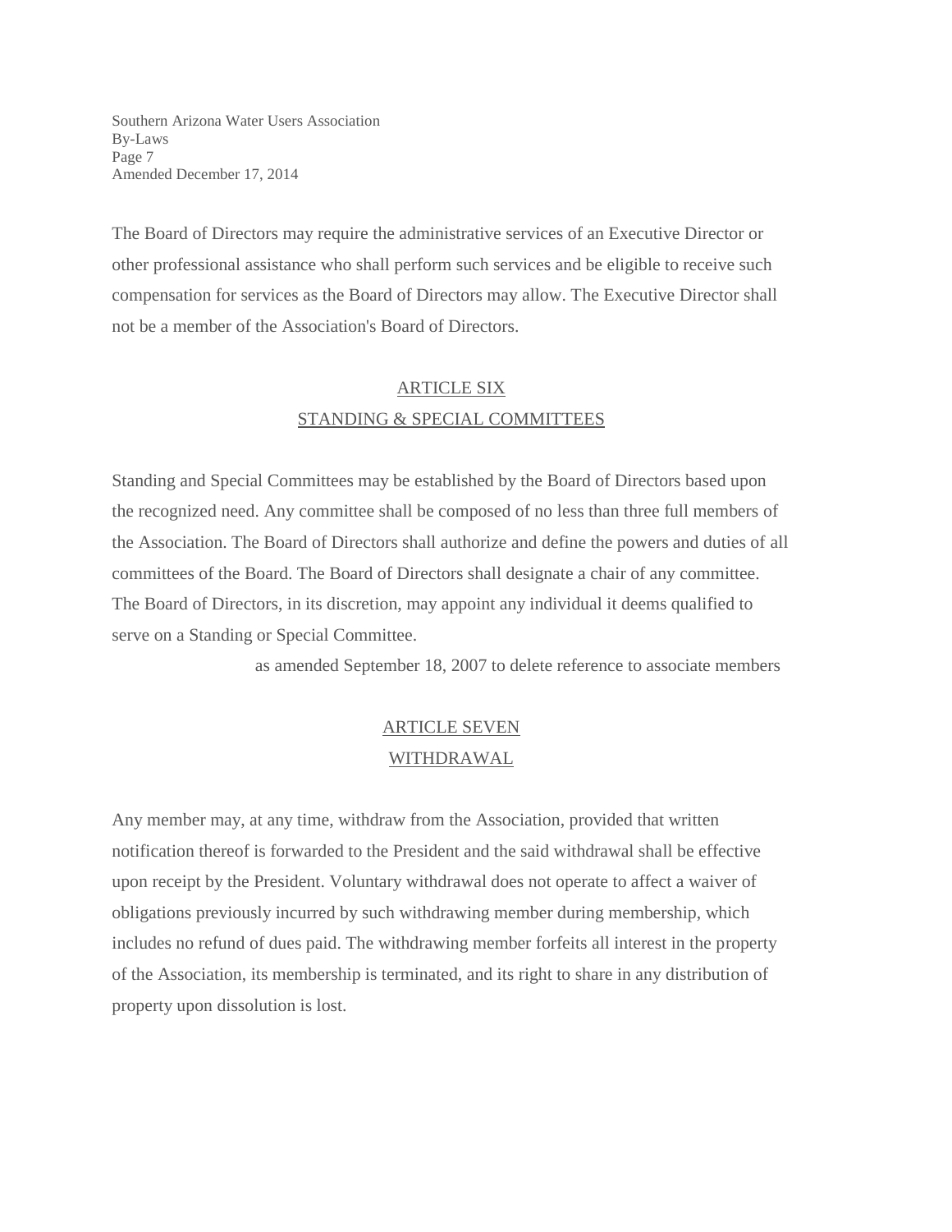The Board of Directors may require the administrative services of an Executive Director or other professional assistance who shall perform such services and be eligible to receive such compensation for services as the Board of Directors may allow. The Executive Director shall not be a member of the Association's Board of Directors.

## ARTICLE SIX
## STANDING & SPECIAL COMMITTEES

Standing and Special Committees may be established by the Board of Directors based upon the recognized need. Any committee shall be composed of no less than three full members of the Association. The Board of Directors shall authorize and define the powers and duties of all committees of the Board. The Board of Directors shall designate a chair of any committee. The Board of Directors, in its discretion, may appoint any individual it deems qualified to serve on a Standing or Special Committee.

as amended September 18, 2007 to delete reference to associate members

## ARTICLE SEVEN
## WITHDRAWAL

Any member may, at any time, withdraw from the Association, provided that written notification thereof is forwarded to the President and the said withdrawal shall be effective upon receipt by the President. Voluntary withdrawal does not operate to affect a waiver of obligations previously incurred by such withdrawing member during membership, which includes no refund of dues paid. The withdrawing member forfeits all interest in the property of the Association, its membership is terminated, and its right to share in any distribution of property upon dissolution is lost.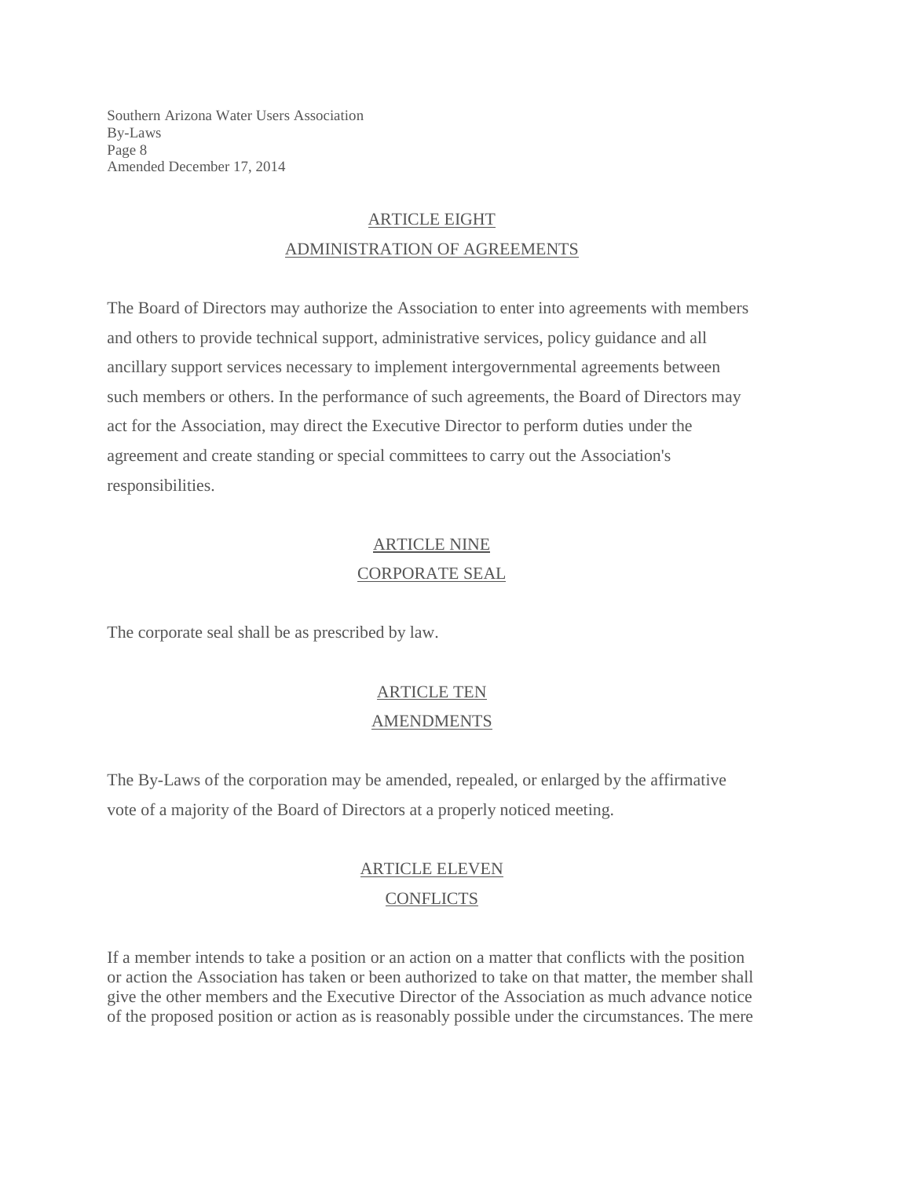## ARTICLE EIGHT

## ADMINISTRATION OF AGREEMENTS

The Board of Directors may authorize the Association to enter into agreements with members and others to provide technical support, administrative services, policy guidance and all ancillary support services necessary to implement intergovernmental agreements between such members or others. In the performance of such agreements, the Board of Directors may act for the Association, may direct the Executive Director to perform duties under the agreement and create standing or special committees to carry out the Association's responsibilities.

## ARTICLE NINE

## CORPORATE SEAL

The corporate seal shall be as prescribed by law.

## ARTICLE TEN

## AMENDMENTS

The By-Laws of the corporation may be amended, repealed, or enlarged by the affirmative vote of a majority of the Board of Directors at a properly noticed meeting.

## ARTICLE ELEVEN

## CONFLICTS

If a member intends to take a position or an action on a matter that conflicts with the position or action the Association has taken or been authorized to take on that matter, the member shall give the other members and the Executive Director of the Association as much advance notice of the proposed position or action as is reasonably possible under the circumstances. The mere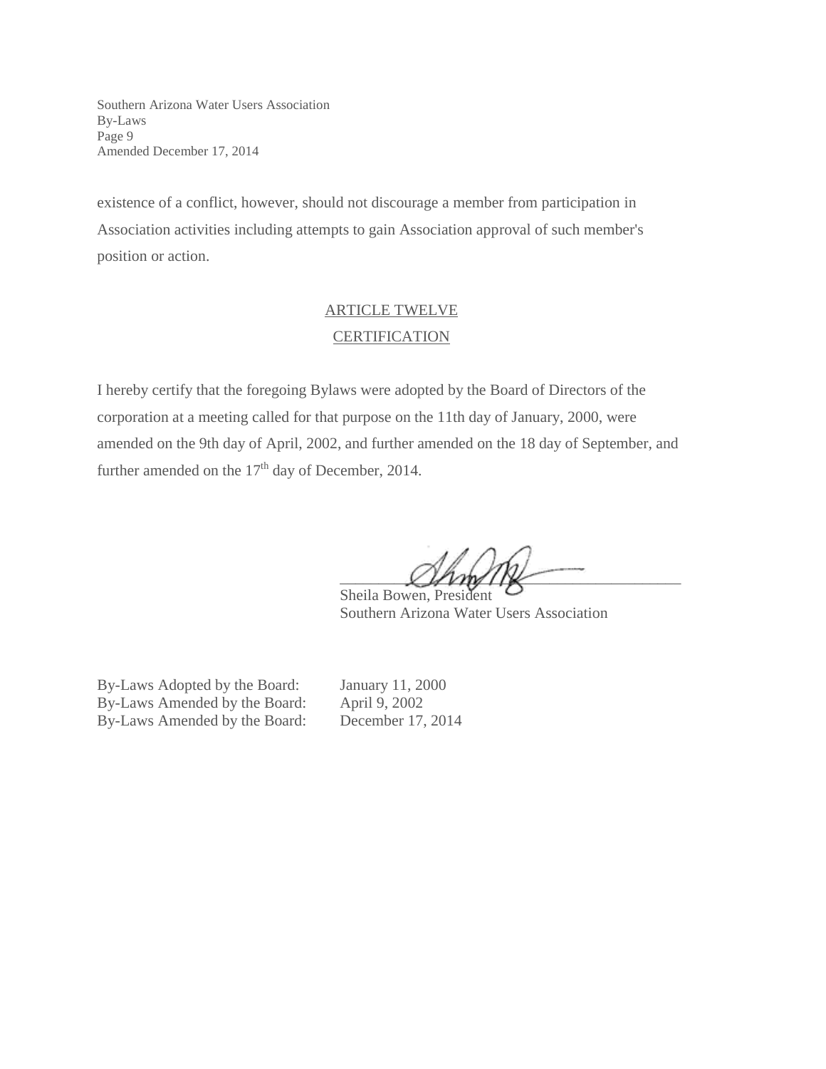existence of a conflict, however, should not discourage a member from participation in Association activities including attempts to gain Association approval of such member's position or action.

## ARTICLE TWELVE
## CERTIFICATION

I hereby certify that the foregoing Bylaws were adopted by the Board of Directors of the corporation at a meeting called for that purpose on the 11th day of January, 2000, were amended on the 9th day of April, 2002, and further amended on the 18 day of September, and further amended on the 17th day of December, 2014.

\_\_\_\_\_\_\_\_\_\_\_\_\_\_\_\_\_\_\_\_\_\_\_\_\_\_\_\_\_\_\_\_\_\_\_\_
Sheila Bowen, President
Southern Arizona Water Users Association

| | |
|---|---|
| By-Laws Adopted by the Board: | January 11, 2000 |
| By-Laws Amended by the Board: | April 9, 2002 |
| By-Laws Amended by the Board: | December 17, 2014 |